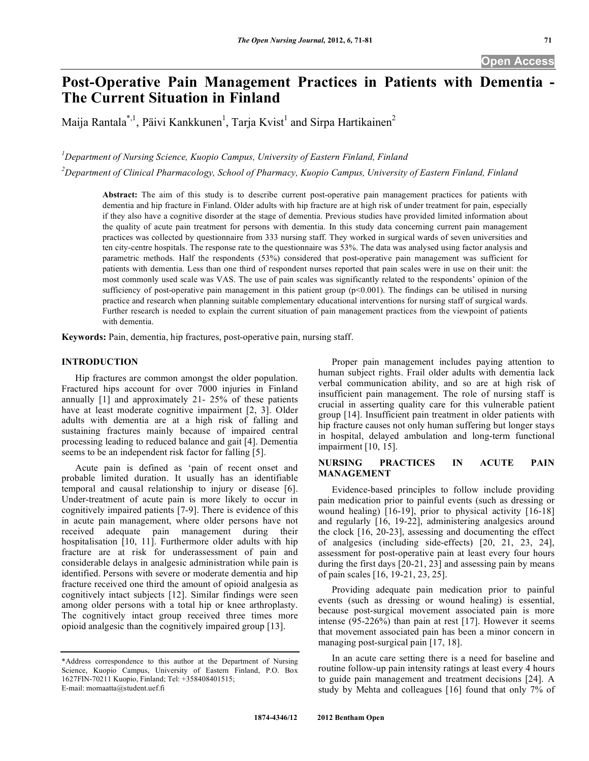# Post-Operative Pain Management Practices in Patients with Dementia - The Current Situation in Finland

Maija Rantala[*,1], Päivi Kankkunen[1], Tarja Kvist[1] and Sirpa Hartikainen[2]

[1]Department of Nursing Science, Kuopio Campus, University of Eastern Finland, Finland

[2]Department of Clinical Pharmacology, School of Pharmacy, Kuopio Campus, University of Eastern Finland, Finland

**Abstract:** The aim of this study is to describe current post-operative pain management practices for patients with dementia and hip fracture in Finland. Older adults with hip fracture are at high risk of under treatment for pain, especially if they also have a cognitive disorder at the stage of dementia. Previous studies have provided limited information about the quality of acute pain treatment for persons with dementia. In this study data concerning current pain management practices was collected by questionnaire from 333 nursing staff. They worked in surgical wards of seven universities and ten city-centre hospitals. The response rate to the questionnaire was 53%. The data was analysed using factor analysis and parametric methods. Half the respondents (53%) considered that post-operative pain management was sufficient for patients with dementia. Less than one third of respondent nurses reported that pain scales were in use on their unit: the most commonly used scale was VAS. The use of pain scales was significantly related to the respondents' opinion of the sufficiency of post-operative pain management in this patient group ($p<0.001$). The findings can be utilised in nursing practice and research when planning suitable complementary educational interventions for nursing staff of surgical wards. Further research is needed to explain the current situation of pain management practices from the viewpoint of patients with dementia.

**Keywords:** Pain, dementia, hip fractures, post-operative pain, nursing staff.

## INTRODUCTION

Hip fractures are common amongst the older population. Fractured hips account for over 7000 injuries in Finland annually [1] and approximately 21- 25% of these patients have at least moderate cognitive impairment [2, 3]. Older adults with dementia are at a high risk of falling and sustaining fractures mainly because of impaired central processing leading to reduced balance and gait [4]. Dementia seems to be an independent risk factor for falling [5].

Acute pain is defined as 'pain of recent onset and probable limited duration. It usually has an identifiable temporal and causal relationship to injury or disease [6]. Under-treatment of acute pain is more likely to occur in cognitively impaired patients [7-9]. There is evidence of this in acute pain management, where older persons have not received adequate pain management during their hospitalisation [10, 11]. Furthermore older adults with hip fracture are at risk for underassessment of pain and considerable delays in analgesic administration while pain is identified. Persons with severe or moderate dementia and hip fracture received one third the amount of opioid analgesia as cognitively intact subjects [12]. Similar findings were seen among older persons with a total hip or knee arthroplasty. The cognitively intact group received three times more opioid analgesic than the cognitively impaired group [13].

Proper pain management includes paying attention to human subject rights. Frail older adults with dementia lack verbal communication ability, and so are at high risk of insufficient pain management. The role of nursing staff is crucial in asserting quality care for this vulnerable patient group [14]. Insufficient pain treatment in older patients with hip fracture causes not only human suffering but longer stays in hospital, delayed ambulation and long-term functional impairment [10, 15].

## NURSING PRACTICES IN ACUTE PAIN MANAGEMENT

Evidence-based principles to follow include providing pain medication prior to painful events (such as dressing or wound healing) [16-19], prior to physical activity [16-18] and regularly [16, 19-22], administering analgesics around the clock [16, 20-23], assessing and documenting the effect of analgesics (including side-effects) [20, 21, 23, 24], assessment for post-operative pain at least every four hours during the first days [20-21, 23] and assessing pain by means of pain scales [16, 19-21, 23, 25].

Providing adequate pain medication prior to painful events (such as dressing or wound healing) is essential, because post-surgical movement associated pain is more intense (95-226%) than pain at rest [17]. However it seems that movement associated pain has been a minor concern in managing post-surgical pain [17, 18].

In an acute care setting there is a need for baseline and routine follow-up pain intensity ratings at least every 4 hours to guide pain management and treatment decisions [24]. A study by Mehta and colleagues [16] found that only 7% of

*Address correspondence to this author at the Department of Nursing Science, Kuopio Campus, University of Eastern Finland, P.O. Box 1627FIN-70211 Kuopio, Finland; Tel: +358408401515; E-mail: momaatta@student.uef.fi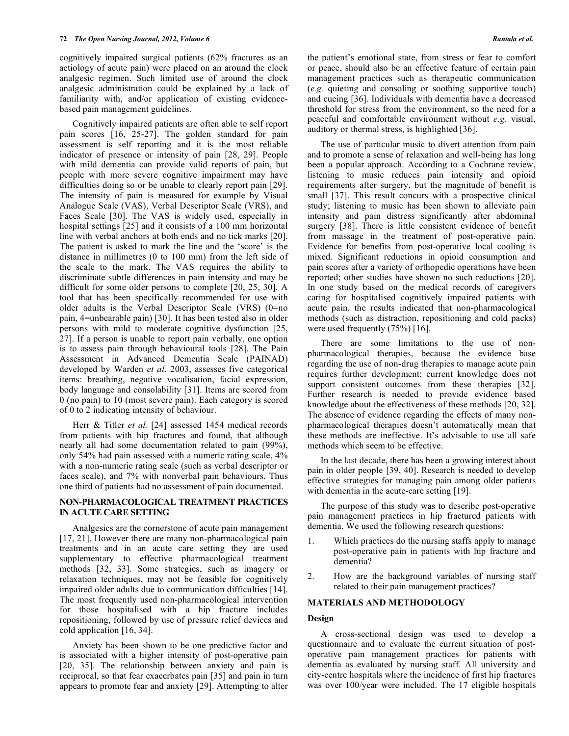cognitively impaired surgical patients (62% fractures as an aetiology of acute pain) were placed on an around the clock analgesic regimen. Such limited use of around the clock analgesic administration could be explained by a lack of familiarity with, and/or application of existing evidence-based pain management guidelines.

Cognitively impaired patients are often able to self report pain scores [16, 25-27]. The golden standard for pain assessment is self reporting and it is the most reliable indicator of presence or intensity of pain [28, 29]. People with mild dementia can provide valid reports of pain, but people with more severe cognitive impairment may have difficulties doing so or be unable to clearly report pain [29]. The intensity of pain is measured for example by Visual Analogue Scale (VAS), Verbal Descriptor Scale (VRS), and Faces Scale [30]. The VAS is widely used, especially in hospital settings [25] and it consists of a 100 mm horizontal line with verbal anchors at both ends and no tick marks [20]. The patient is asked to mark the line and the 'score' is the distance in millimetres (0 to 100 mm) from the left side of the scale to the mark. The VAS requires the ability to discriminate subtle differences in pain intensity and may be difficult for some older persons to complete [20, 25, 30]. A tool that has been specifically recommended for use with older adults is the Verbal Descriptor Scale (VRS) (0=no pain, 4=unbearable pain) [30]. It has been tested also in older persons with mild to moderate cognitive dysfunction [25, 27]. If a person is unable to report pain verbally, one option is to assess pain through behavioural tools [28]. The Pain Assessment in Advanced Dementia Scale (PAINAD) developed by Warden *et al*. 2003, assesses five categorical items: breathing, negative vocalisation, facial expression, body language and consolability [31]. Items are scored from 0 (no pain) to 10 (most severe pain). Each category is scored of 0 to 2 indicating intensity of behaviour.

Herr & Titler *et al.* [24] assessed 1454 medical records from patients with hip fractures and found, that although nearly all had some documentation related to pain (99%), only 54% had pain assessed with a numeric rating scale, 4% with a non-numeric rating scale (such as verbal descriptor or faces scale), and 7% with nonverbal pain behaviours. Thus one third of patients had no assessment of pain documented.

## NON-PHARMACOLOGICAL TREATMENT PRACTICES IN ACUTE CARE SETTING

Analgesics are the cornerstone of acute pain management [17, 21]. However there are many non-pharmacological pain treatments and in an acute care setting they are used supplementary to effective pharmacological treatment methods [32, 33]. Some strategies, such as imagery or relaxation techniques, may not be feasible for cognitively impaired older adults due to communication difficulties [14]. The most frequently used non-pharmacological intervention for those hospitalised with a hip fracture includes repositioning, followed by use of pressure relief devices and cold application [16, 34].

Anxiety has been shown to be one predictive factor and is associated with a higher intensity of post-operative pain [20, 35]. The relationship between anxiety and pain is reciprocal, so that fear exacerbates pain [35] and pain in turn appears to promote fear and anxiety [29]. Attempting to alter the patient's emotional state, from stress or fear to comfort or peace, should also be an effective feature of certain pain management practices such as therapeutic communication (*e.g.* quieting and consoling or soothing supportive touch) and cueing [36]. Individuals with dementia have a decreased threshold for stress from the environment, so the need for a peaceful and comfortable environment without *e.g.* visual, auditory or thermal stress, is highlighted [36].

The use of particular music to divert attention from pain and to promote a sense of relaxation and well-being has long been a popular approach. According to a Cochrane review, listening to music reduces pain intensity and opioid requirements after surgery, but the magnitude of benefit is small [37]. This result concurs with a prospective clinical study; listening to music has been shown to alleviate pain intensity and pain distress significantly after abdominal surgery [38]. There is little consistent evidence of benefit from massage in the treatment of post-operative pain. Evidence for benefits from post-operative local cooling is mixed. Significant reductions in opioid consumption and pain scores after a variety of orthopedic operations have been reported; other studies have shown no such reductions [20]. In one study based on the medical records of caregivers caring for hospitalised cognitively impaired patients with acute pain, the results indicated that non-pharmacological methods (such as distraction, repositioning and cold packs) were used frequently (75%) [16].

There are some limitations to the use of non-pharmacological therapies, because the evidence base regarding the use of non-drug therapies to manage acute pain requires further development; current knowledge does not support consistent outcomes from these therapies [32]. Further research is needed to provide evidence based knowledge about the effectiveness of these methods [20, 32]. The absence of evidence regarding the effects of many non-pharmacological therapies doesn't automatically mean that these methods are ineffective. It's advisable to use all safe methods which seem to be effective.

In the last decade, there has been a growing interest about pain in older people [39, 40]. Research is needed to develop effective strategies for managing pain among older patients with dementia in the acute-care setting [19].

The purpose of this study was to describe post-operative pain management practices in hip fractured patients with dementia. We used the following research questions:

1. Which practices do the nursing staffs apply to manage post-operative pain in patients with hip fracture and dementia?
2. How are the background variables of nursing staff related to their pain management practices?

## MATERIALS AND METHODOLOGY

### Design

A cross-sectional design was used to develop a questionnaire and to evaluate the current situation of post-operative pain management practices for patients with dementia as evaluated by nursing staff. All university and city-centre hospitals where the incidence of first hip fractures was over 100/year were included. The 17 eligible hospitals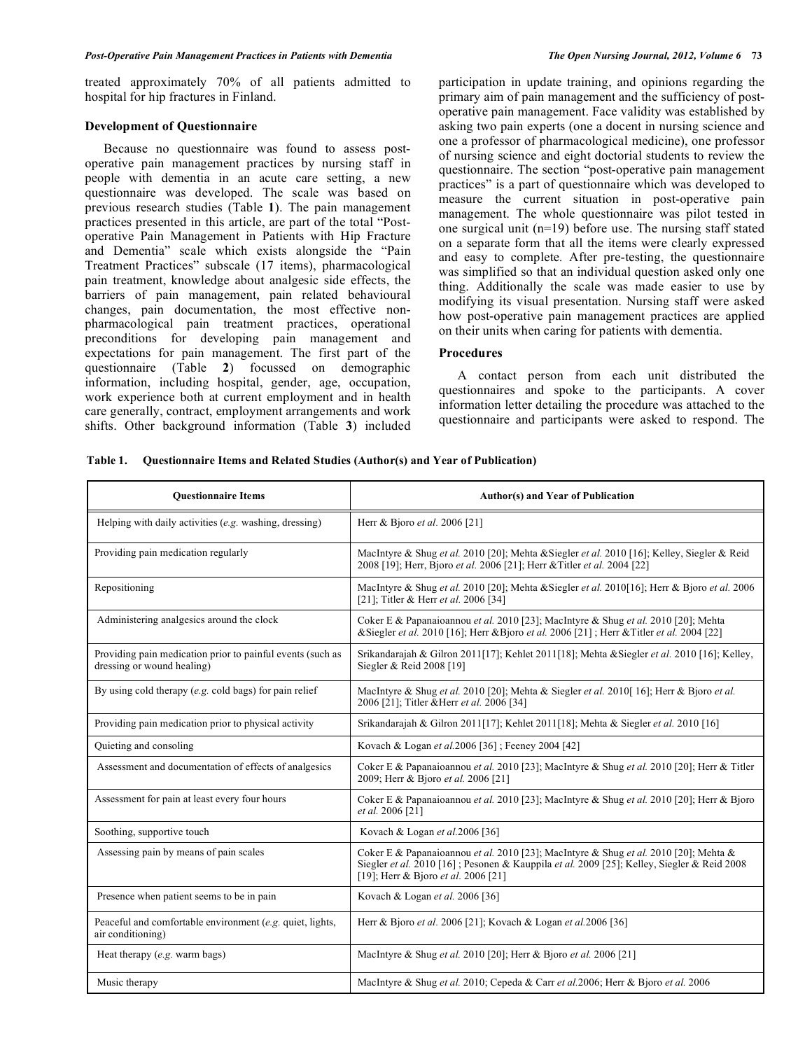treated approximately 70% of all patients admitted to hospital for hip fractures in Finland.

### Development of Questionnaire

Because no questionnaire was found to assess post-operative pain management practices by nursing staff in people with dementia in an acute care setting, a new questionnaire was developed. The scale was based on previous research studies (Table **1**). The pain management practices presented in this article, are part of the total "Post-operative Pain Management in Patients with Hip Fracture and Dementia" scale which exists alongside the "Pain Treatment Practices" subscale (17 items), pharmacological pain treatment, knowledge about analgesic side effects, the barriers of pain management, pain related behavioural changes, pain documentation, the most effective non-pharmacological pain treatment practices, operational preconditions for developing pain management and expectations for pain management. The first part of the questionnaire (Table **2**) focussed on demographic information, including hospital, gender, age, occupation, work experience both at current employment and in health care generally, contract, employment arrangements and work shifts. Other background information (Table **3**) included participation in update training, and opinions regarding the primary aim of pain management and the sufficiency of post-operative pain management. Face validity was established by asking two pain experts (one a docent in nursing science and one a professor of pharmacological medicine), one professor of nursing science and eight doctorial students to review the questionnaire. The section "post-operative pain management practices" is a part of questionnaire which was developed to measure the current situation in post-operative pain management. The whole questionnaire was pilot tested in one surgical unit (n=19) before use. The nursing staff stated on a separate form that all the items were clearly expressed and easy to complete. After pre-testing, the questionnaire was simplified so that an individual question asked only one thing. Additionally the scale was made easier to use by modifying its visual presentation. Nursing staff were asked how post-operative pain management practices are applied on their units when caring for patients with dementia.

### Procedures

A contact person from each unit distributed the questionnaires and spoke to the participants. A cover information letter detailing the procedure was attached to the questionnaire and participants were asked to respond. The

**Table 1. Questionnaire Items and Related Studies (Author(s) and Year of Publication)**

| Questionnaire Items | Author(s) and Year of Publication |
|---|---|
| Helping with daily activities (*e.g.* washing, dressing) | Herr & Bjoro *et al*. 2006 [21] |
| Providing pain medication regularly | MacIntyre & Shug *et al.* 2010 [20]; Mehta &Siegler *et al.* 2010 [16]; Kelley, Siegler & Reid 2008 [19]; Herr, Bjoro *et al.* 2006 [21]; Herr &Titler *et al.* 2004 [22] |
| Repositioning | MacIntyre & Shug *et al.* 2010 [20]; Mehta &Siegler *et al.* 2010[16]; Herr & Bjoro *et al.* 2006 [21]; Titler & Herr *et al.* 2006 [34] |
| Administering analgesics around the clock | Coker E & Papanaioannou *et al.* 2010 [23]; MacIntyre & Shug *et al.* 2010 [20]; Mehta &Siegler *et al.* 2010 [16]; Herr &Bjoro *et al.* 2006 [21] ; Herr &Titler *et al.* 2004 [22] |
| Providing pain medication prior to painful events (such as dressing or wound healing) | Srikandarajah & Gilron 2011[17]; Kehlet 2011[18]; Mehta &Siegler *et al.* 2010 [16]; Kelley, Siegler & Reid 2008 [19] |
| By using cold therapy (*e.g.* cold bags) for pain relief | MacIntyre & Shug *et al.* 2010 [20]; Mehta & Siegler *et al.* 2010[ 16]; Herr & Bjoro *et al.* 2006 [21]; Titler &Herr *et al.* 2006 [34] |
| Providing pain medication prior to physical activity | Srikandarajah & Gilron 2011[17]; Kehlet 2011[18]; Mehta & Siegler *et al.* 2010 [16] |
| Quieting and consoling | Kovach & Logan *et al.*2006 [36] ; Feeney 2004 [42] |
| Assessment and documentation of effects of analgesics | Coker E & Papanaioannou *et al.* 2010 [23]; MacIntyre & Shug *et al.* 2010 [20]; Herr & Titler 2009; Herr & Bjoro *et al.* 2006 [21] |
| Assessment for pain at least every four hours | Coker E & Papanaioannou *et al.* 2010 [23]; MacIntyre & Shug *et al.* 2010 [20]; Herr & Bjoro *et al.* 2006 [21] |
| Soothing, supportive touch | Kovach & Logan *et al.*2006 [36] |
| Assessing pain by means of pain scales | Coker E & Papanaioannou *et al.* 2010 [23]; MacIntyre & Shug *et al.* 2010 [20]; Mehta & Siegler *et al.* 2010 [16] ; Pesonen & Kauppila *et al.* 2009 [25]; Kelley, Siegler & Reid 2008 [19]; Herr & Bjoro *et al.* 2006 [21] |
| Presence when patient seems to be in pain | Kovach & Logan *et al.* 2006 [36] |
| Peaceful and comfortable environment (*e.g.* quiet, lights, air conditioning) | Herr & Bjoro *et al*. 2006 [21]; Kovach & Logan *et al.*2006 [36] |
| Heat therapy (*e.g.* warm bags) | MacIntyre & Shug *et al.* 2010 [20]; Herr & Bjoro *et al.* 2006 [21] |
| Music therapy | MacIntyre & Shug *et al.* 2010; Cepeda & Carr *et al.*2006; Herr & Bjoro *et al.* 2006 |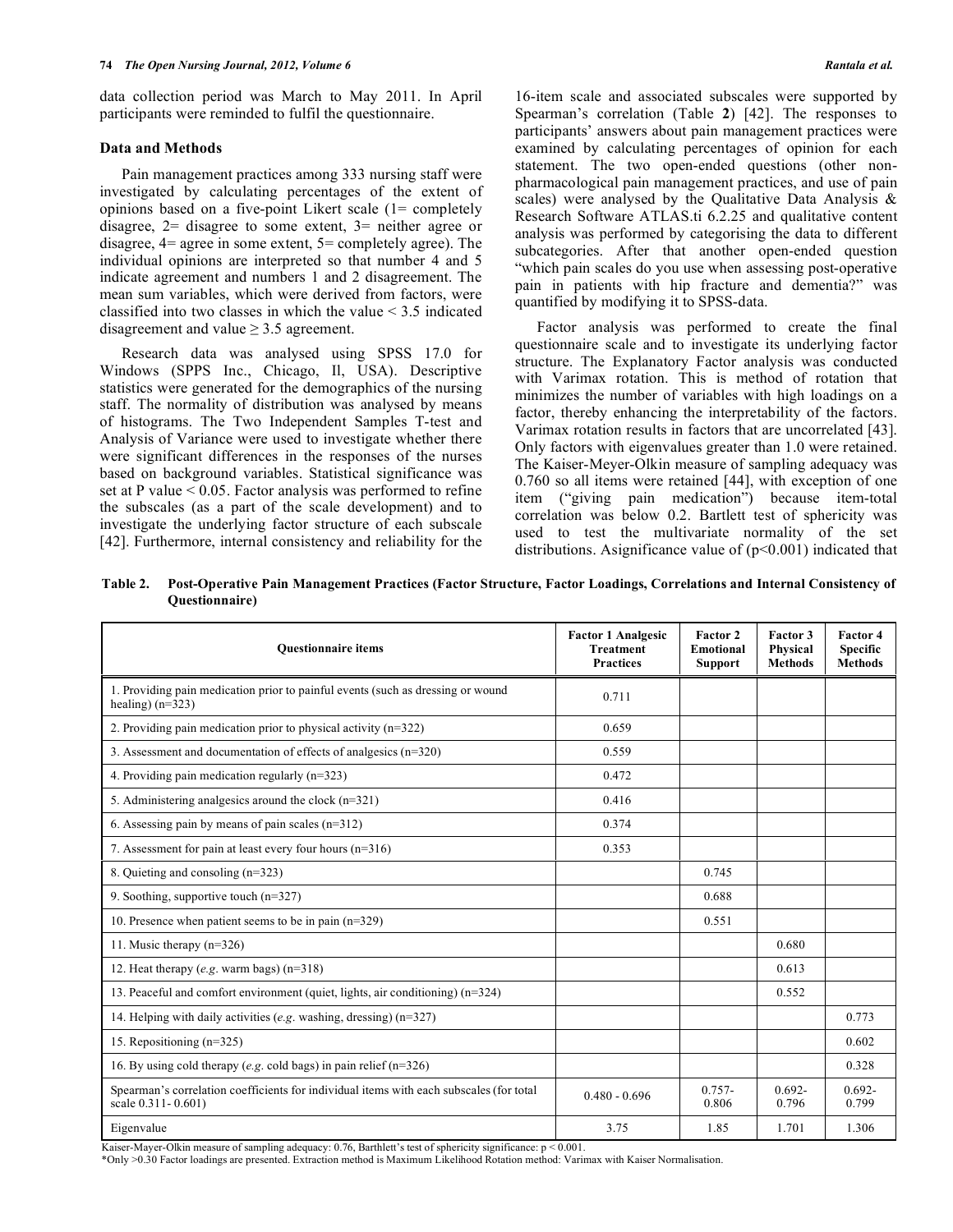data collection period was March to May 2011. In April participants were reminded to fulfil the questionnaire.

### Data and Methods

Pain management practices among 333 nursing staff were investigated by calculating percentages of the extent of opinions based on a five-point Likert scale (1= completely disagree, 2= disagree to some extent, 3= neither agree or disagree, 4= agree in some extent, 5= completely agree). The individual opinions are interpreted so that number 4 and 5 indicate agreement and numbers 1 and 2 disagreement. The mean sum variables, which were derived from factors, were classified into two classes in which the value < 3.5 indicated disagreement and value ≥ 3.5 agreement.

Research data was analysed using SPSS 17.0 for Windows (SPPS Inc., Chicago, Il, USA). Descriptive statistics were generated for the demographics of the nursing staff. The normality of distribution was analysed by means of histograms. The Two Independent Samples T-test and Analysis of Variance were used to investigate whether there were significant differences in the responses of the nurses based on background variables. Statistical significance was set at P value < 0.05. Factor analysis was performed to refine the subscales (as a part of the scale development) and to investigate the underlying factor structure of each subscale [42]. Furthermore, internal consistency and reliability for the 16-item scale and associated subscales were supported by Spearman's correlation (Table **2**) [42]. The responses to participants' answers about pain management practices were examined by calculating percentages of opinion for each statement. The two open-ended questions (other non-pharmacological pain management practices, and use of pain scales) were analysed by the Qualitative Data Analysis & Research Software ATLAS.ti 6.2.25 and qualitative content analysis was performed by categorising the data to different subcategories. After that another open-ended question "which pain scales do you use when assessing post-operative pain in patients with hip fracture and dementia?" was quantified by modifying it to SPSS-data.

Factor analysis was performed to create the final questionnaire scale and to investigate its underlying factor structure. The Explanatory Factor analysis was conducted with Varimax rotation. This is method of rotation that minimizes the number of variables with high loadings on a factor, thereby enhancing the interpretability of the factors. Varimax rotation results in factors that are uncorrelated [43]. Only factors with eigenvalues greater than 1.0 were retained. The Kaiser-Meyer-Olkin measure of sampling adequacy was 0.760 so all items were retained [44], with exception of one item ("giving pain medication") because item-total correlation was below 0.2. Bartlett test of sphericity was used to test the multivariate normality of the set distributions. Asignificance value of (p<0.001) indicated that

**Table 2. Post-Operative Pain Management Practices (Factor Structure, Factor Loadings, Correlations and Internal Consistency of Questionnaire)**

| Questionnaire items | Factor 1 Analgesic Treatment Practices | Factor 2 Emotional Support | Factor 3 Physical Methods | Factor 4 Specific Methods |
|---|---|---|---|---|
| 1. Providing pain medication prior to painful events (such as dressing or wound healing) (n=323) | 0.711 | | | |
| 2. Providing pain medication prior to physical activity (n=322) | 0.659 | | | |
| 3. Assessment and documentation of effects of analgesics (n=320) | 0.559 | | | |
| 4. Providing pain medication regularly (n=323) | 0.472 | | | |
| 5. Administering analgesics around the clock (n=321) | 0.416 | | | |
| 6. Assessing pain by means of pain scales (n=312) | 0.374 | | | |
| 7. Assessment for pain at least every four hours (n=316) | 0.353 | | | |
| 8. Quieting and consoling (n=323) | | 0.745 | | |
| 9. Soothing, supportive touch (n=327) | | 0.688 | | |
| 10. Presence when patient seems to be in pain (n=329) | | 0.551 | | |
| 11. Music therapy (n=326) | | | 0.680 | |
| 12. Heat therapy (*e.g.* warm bags) (n=318) | | | 0.613 | |
| 13. Peaceful and comfort environment (quiet, lights, air conditioning) (n=324) | | | 0.552 | |
| 14. Helping with daily activities (*e.g.* washing, dressing) (n=327) | | | | 0.773 |
| 15. Repositioning (n=325) | | | | 0.602 |
| 16. By using cold therapy (*e.g.* cold bags) in pain relief (n=326) | | | | 0.328 |
| Spearman's correlation coefficients for individual items with each subscales (for total scale 0.311- 0.601) | 0.480 - 0.696 | 0.757-0.806 | 0.692-0.796 | 0.692-0.799 |
| Eigenvalue | 3.75 | 1.85 | 1.701 | 1.306 |

Kaiser-Mayer-Olkin measure of sampling adequacy: 0.76, Barthlett's test of sphericity significance: p < 0.001.
*Only >0.30 Factor loadings are presented. Extraction method is Maximum Likelihood Rotation method: Varimax with Kaiser Normalisation.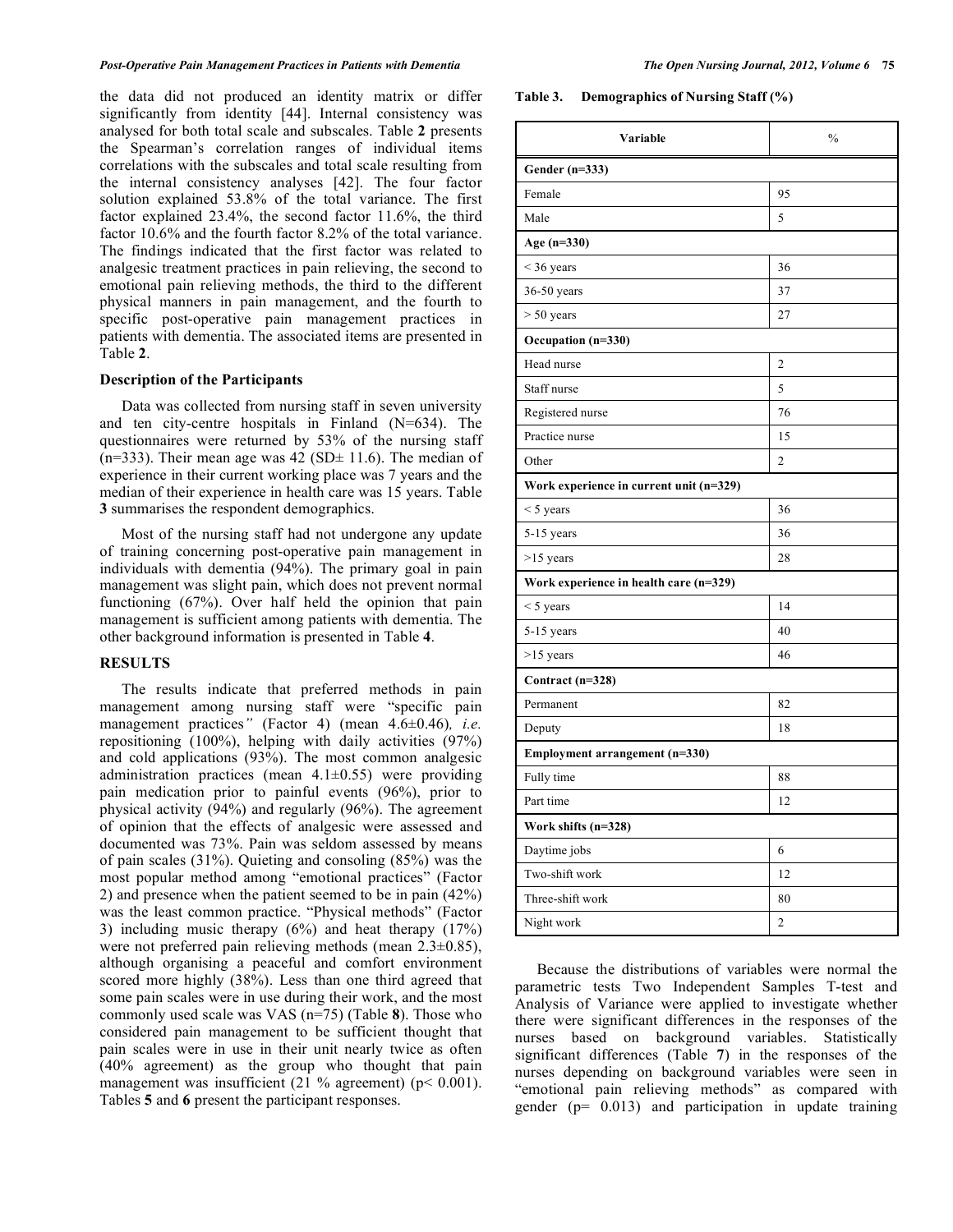the data did not produced an identity matrix or differ significantly from identity [44]. Internal consistency was analysed for both total scale and subscales. Table **2** presents the Spearman's correlation ranges of individual items correlations with the subscales and total scale resulting from the internal consistency analyses [42]. The four factor solution explained 53.8% of the total variance. The first factor explained 23.4%, the second factor 11.6%, the third factor 10.6% and the fourth factor 8.2% of the total variance. The findings indicated that the first factor was related to analgesic treatment practices in pain relieving, the second to emotional pain relieving methods, the third to the different physical manners in pain management, and the fourth to specific post-operative pain management practices in patients with dementia. The associated items are presented in Table **2**.

### Description of the Participants

Data was collected from nursing staff in seven university and ten city-centre hospitals in Finland (N=634). The questionnaires were returned by 53% of the nursing staff (n=333). Their mean age was 42 (SD± 11.6). The median of experience in their current working place was 7 years and the median of their experience in health care was 15 years. Table **3** summarises the respondent demographics.

Most of the nursing staff had not undergone any update of training concerning post-operative pain management in individuals with dementia (94%). The primary goal in pain management was slight pain, which does not prevent normal functioning (67%). Over half held the opinion that pain management is sufficient among patients with dementia. The other background information is presented in Table **4**.

## RESULTS

The results indicate that preferred methods in pain management among nursing staff were "specific pain management practices*"* (Factor 4) (mean 4.6±0.46)*, i.e.* repositioning (100%), helping with daily activities (97%) and cold applications (93%). The most common analgesic administration practices (mean 4.1±0.55) were providing pain medication prior to painful events (96%), prior to physical activity (94%) and regularly (96%). The agreement of opinion that the effects of analgesic were assessed and documented was 73%. Pain was seldom assessed by means of pain scales (31%). Quieting and consoling (85%) was the most popular method among "emotional practices" (Factor 2) and presence when the patient seemed to be in pain (42%) was the least common practice. "Physical methods" (Factor 3) including music therapy (6%) and heat therapy (17%) were not preferred pain relieving methods (mean 2.3±0.85), although organising a peaceful and comfort environment scored more highly (38%). Less than one third agreed that some pain scales were in use during their work, and the most commonly used scale was VAS (n=75) (Table **8**). Those who considered pain management to be sufficient thought that pain scales were in use in their unit nearly twice as often (40% agreement) as the group who thought that pain management was insufficient (21 % agreement) (p< 0.001). Tables **5** and **6** present the participant responses.

**Table 3. Demographics of Nursing Staff (%)**

| Variable | % |
|---|---|
| **Gender (n=333)** | |
| Female | 95 |
| Male | 5 |
| **Age (n=330)** | |
| < 36 years | 36 |
| 36-50 years | 37 |
| > 50 years | 27 |
| **Occupation (n=330)** | |
| Head nurse | 2 |
| Staff nurse | 5 |
| Registered nurse | 76 |
| Practice nurse | 15 |
| Other | 2 |
| **Work experience in current unit (n=329)** | |
| < 5 years | 36 |
| 5-15 years | 36 |
| >15 years | 28 |
| **Work experience in health care (n=329)** | |
| < 5 years | 14 |
| 5-15 years | 40 |
| >15 years | 46 |
| **Contract (n=328)** | |
| Permanent | 82 |
| Deputy | 18 |
| **Employment arrangement (n=330)** | |
| Fully time | 88 |
| Part time | 12 |
| **Work shifts (n=328)** | |
| Daytime jobs | 6 |
| Two-shift work | 12 |
| Three-shift work | 80 |
| Night work | 2 |

Because the distributions of variables were normal the parametric tests Two Independent Samples T-test and Analysis of Variance were applied to investigate whether there were significant differences in the responses of the nurses based on background variables. Statistically significant differences (Table **7**) in the responses of the nurses depending on background variables were seen in "emotional pain relieving methods" as compared with gender (p= 0.013) and participation in update training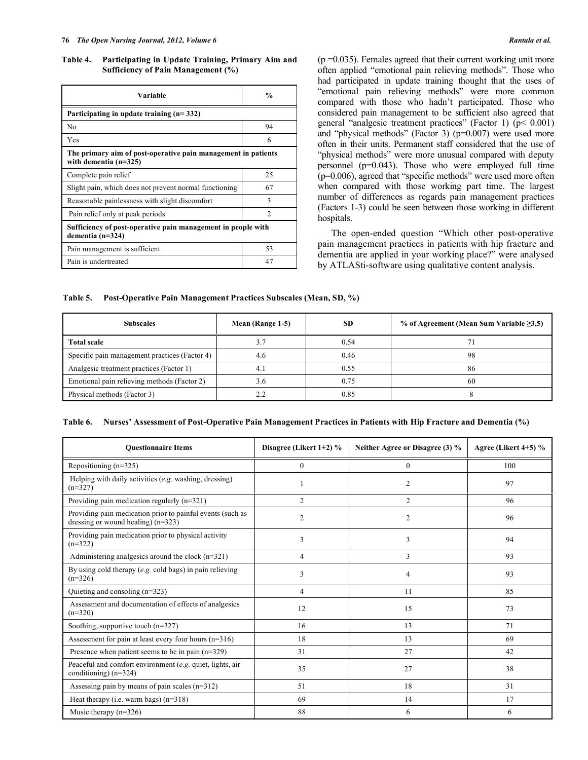**Table 4. Participating in Update Training, Primary Aim and Sufficiency of Pain Management (%)**

| Variable | % |
|---|---|
| **Participating in update training (n= 332)** | |
| No | 94 |
| Yes | 6 |
| **The primary aim of post-operative pain management in patients with dementia (n=325)** | |
| Complete pain relief | 25 |
| Slight pain, which does not prevent normal functioning | 67 |
| Reasonable painlessness with slight discomfort | 3 |
| Pain relief only at peak periods | 2 |
| **Sufficiency of post-operative pain management in people with dementia (n=324)** | |
| Pain management is sufficient | 53 |
| Pain is undertreated | 47 |

($p = 0.035$). Females agreed that their current working unit more often applied "emotional pain relieving methods". Those who had participated in update training thought that the uses of "emotional pain relieving methods" were more common compared with those who hadn't participated. Those who considered pain management to be sufficient also agreed that general "analgesic treatment practices" (Factor 1) ($p < 0.001$) and "physical methods" (Factor 3) ($p = 0.007$) were used more often in their units. Permanent staff considered that the use of "physical methods" were more unusual compared with deputy personnel ($p = 0.043$). Those who were employed full time ($p = 0.006$), agreed that "specific methods" were used more often when compared with those working part time. The largest number of differences as regards pain management practices (Factors 1-3) could be seen between those working in different hospitals.

The open-ended question "Which other post-operative pain management practices in patients with hip fracture and dementia are applied in your working place?" were analysed by ATLASti-software using qualitative content analysis.

**Table 5. Post-Operative Pain Management Practices Subscales (Mean, SD, %)**

| Subscales | Mean (Range 1-5) | SD | % of Agreement (Mean Sum Variable ≥3,5) |
|---|---|---|---|
| **Total scale** | 3.7 | 0.54 | 71 |
| Specific pain management practices (Factor 4) | 4.6 | 0.46 | 98 |
| Analgesic treatment practices (Factor 1) | 4.1 | 0.55 | 86 |
| Emotional pain relieving methods (Factor 2) | 3.6 | 0.75 | 60 |
| Physical methods (Factor 3) | 2.2 | 0.85 | 8 |

**Table 6. Nurses' Assessment of Post-Operative Pain Management Practices in Patients with Hip Fracture and Dementia (%)**

| Questionnaire Items | Disagree (Likert 1+2) % | Neither Agree or Disagree (3) % | Agree (Likert 4+5) % |
|---|---|---|---|
| Repositioning (n=325) | 0 | 0 | 100 |
| Helping with daily activities (*e.g.* washing, dressing) (n=327) | 1 | 2 | 97 |
| Providing pain medication regularly (n=321) | 2 | 2 | 96 |
| Providing pain medication prior to painful events (such as dressing or wound healing) (n=323) | 2 | 2 | 96 |
| Providing pain medication prior to physical activity (n=322) | 3 | 3 | 94 |
| Administering analgesics around the clock (n=321) | 4 | 3 | 93 |
| By using cold therapy (*e.g.* cold bags) in pain relieving (n=326) | 3 | 4 | 93 |
| Quieting and consoling (n=323) | 4 | 11 | 85 |
| Assessment and documentation of effects of analgesics (n=320) | 12 | 15 | 73 |
| Soothing, supportive touch (n=327) | 16 | 13 | 71 |
| Assessment for pain at least every four hours (n=316) | 18 | 13 | 69 |
| Presence when patient seems to be in pain (n=329) | 31 | 27 | 42 |
| Peaceful and comfort environment (*e.g.* quiet, lights, air conditioning) (n=324) | 35 | 27 | 38 |
| Assessing pain by means of pain scales (n=312) | 51 | 18 | 31 |
| Heat therapy (i.e. warm bags) (n=318) | 69 | 14 | 17 |
| Music therapy (n=326) | 88 | 6 | 6 |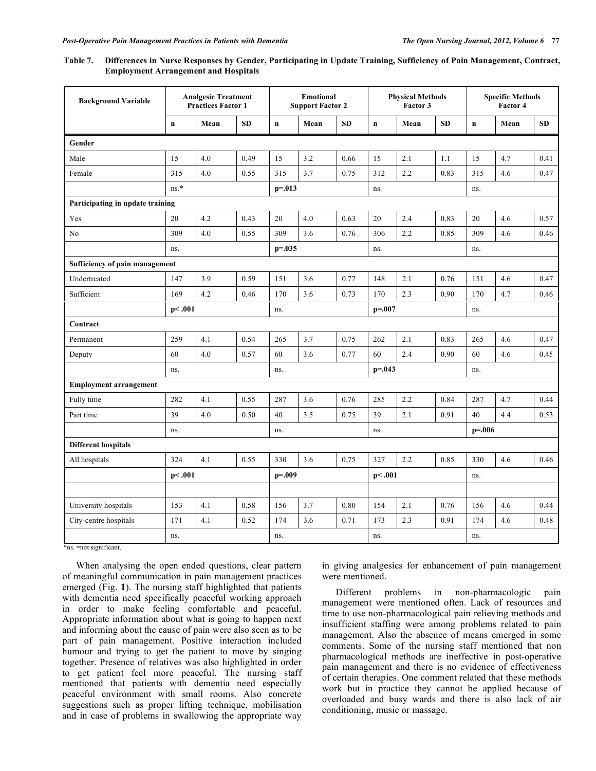**Table 7. Differences in Nurse Responses by Gender, Participating in Update Training, Sufficiency of Pain Management, Contract, Employment Arrangement and Hospitals**

| Background Variable | Analgesic Treatment Practices Factor 1 | | | Emotional Support Factor 2 | | | Physical Methods Factor 3 | | | Specific Methods Factor 4 | | |
|---|---|---|---|---|---|---|---|---|---|---|---|---|
| | n | Mean | SD | n | Mean | SD | n | Mean | SD | n | Mean | SD |
| **Gender** | | | | | | | | | | | | |
| Male | 15 | 4.0 | 0.49 | 15 | 3.2 | 0.66 | 15 | 2.1 | 1.1 | 15 | 4.7 | 0.41 |
| Female | 315 | 4.0 | 0.55 | 315 | 3.7 | 0.75 | 312 | 2.2 | 0.83 | 315 | 4.6 | 0.47 |
| | ns.* | | | **p=.013** | | | ns. | | | ns. | | |
| **Participating in update training** | | | | | | | | | | | | |
| Yes | 20 | 4.2 | 0.43 | 20 | 4.0 | 0.63 | 20 | 2.4 | 0.83 | 20 | 4.6 | 0.57 |
| No | 309 | 4.0 | 0.55 | 309 | 3.6 | 0.76 | 306 | 2.2 | 0.85 | 309 | 4.6 | 0.46 |
| | ns. | | | **p=.035** | | | ns. | | | ns. | | |
| **Sufficiency of pain management** | | | | | | | | | | | | |
| Undertreated | 147 | 3.9 | 0.59 | 151 | 3.6 | 0.77 | 148 | 2.1 | 0.76 | 151 | 4.6 | 0.47 |
| Sufficient | 169 | 4.2 | 0.46 | 170 | 3.6 | 0.73 | 170 | 2.3 | 0.90 | 170 | 4.7 | 0.46 |
| | **p< .001** | | | ns. | | | **p=.007** | | | ns. | | |
| **Contract** | | | | | | | | | | | | |
| Permanent | 259 | 4.1 | 0.54 | 265 | 3.7 | 0.75 | 262 | 2.1 | 0.83 | 265 | 4.6 | 0.47 |
| Deputy | 60 | 4.0 | 0.57 | 60 | 3.6 | 0.77 | 60 | 2.4 | 0.90 | 60 | 4.6 | 0.45 |
| | ns. | | | ns. | | | **p=.043** | | | ns. | | |
| **Employment arrangement** | | | | | | | | | | | | |
| Fully time | 282 | 4.1 | 0.55 | 287 | 3.6 | 0.76 | 285 | 2.2 | 0.84 | 287 | 4.7 | 0.44 |
| Part time | 39 | 4.0 | 0.50 | 40 | 3.5 | 0.75 | 39 | 2.1 | 0.91 | 40 | 4.4 | 0.53 |
| | ns. | | | ns. | | | ns. | | | **p=.006** | | |
| **Different hospitals** | | | | | | | | | | | | |
| All hospitals | 324 | 4.1 | 0.55 | 330 | 3.6 | 0.75 | 327 | 2.2 | 0.85 | 330 | 4.6 | 0.46 |
| | **p< .001** | | | **p=.009** | | | **p< .001** | | | ns. | | |
| | | | | | | | | | | | | |
| University hospitals | 153 | 4.1 | 0.58 | 156 | 3.7 | 0.80 | 154 | 2.1 | 0.76 | 156 | 4.6 | 0.44 |
| City-centre hospitals | 171 | 4.1 | 0.52 | 174 | 3.6 | 0.71 | 173 | 2.3 | 0.91 | 174 | 4.6 | 0.48 |
| | ns. | | | ns. | | | ns. | | | ns. | | |

*ns. =not significant.

When analysing the open ended questions, clear pattern of meaningful communication in pain management practices emerged (Fig. **1**). The nursing staff highlighted that patients with dementia need specifically peaceful working approach in order to make feeling comfortable and peaceful. Appropriate information about what is going to happen next and informing about the cause of pain were also seen as to be part of pain management. Positive interaction included humour and trying to get the patient to move by singing together. Presence of relatives was also highlighted in order to get patient feel more peaceful. The nursing staff mentioned that patients with dementia need especially peaceful environment with small rooms. Also concrete suggestions such as proper lifting technique, mobilisation and in case of problems in swallowing the appropriate way in giving analgesics for enhancement of pain management were mentioned.

Different problems in non-pharmacologic pain management were mentioned often. Lack of resources and time to use non-pharmacological pain relieving methods and insufficient staffing were among problems related to pain management. Also the absence of means emerged in some comments. Some of the nursing staff mentioned that non pharmacological methods are ineffective in post-operative pain management and there is no evidence of effectiveness of certain therapies. One comment related that these methods work but in practice they cannot be applied because of overloaded and busy wards and there is also lack of air conditioning, music or massage.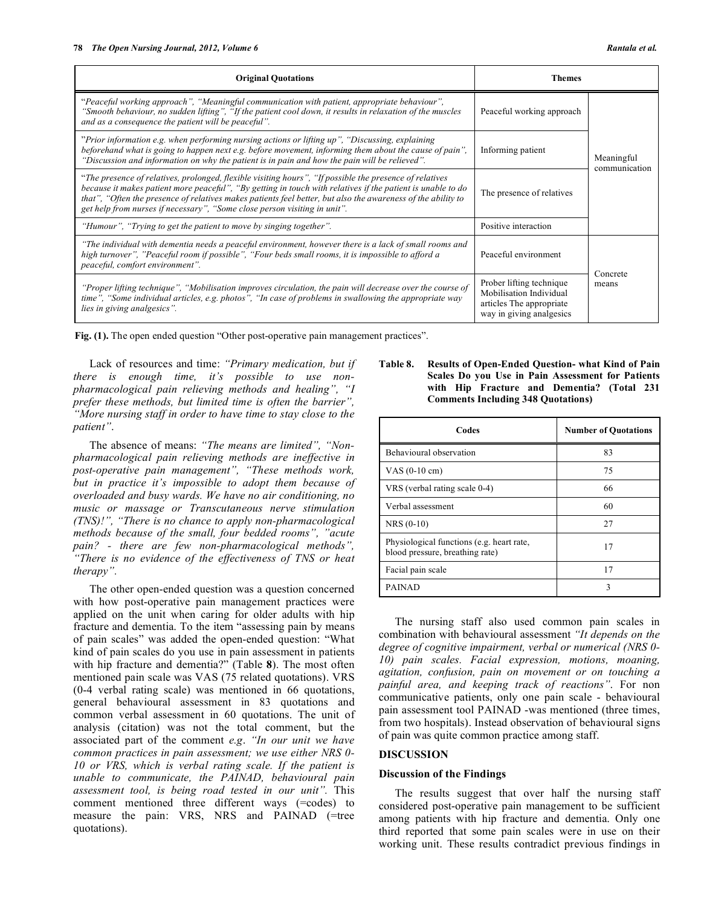| Original Quotations | Themes | |
|---|---|---|
| "*Peaceful working approach", "Meaningful communication with patient, appropriate behaviour", "Smooth behaviour, no sudden lifting", "If the patient cool down, it results in relaxation of the muscles and as a consequence the patient will be peaceful".* | Peaceful working approach | Meaningful communication |
| *"Prior information e.g. when performing nursing actions or lifting up", "Discussing, explaining beforehand what is going to happen next e.g. before movement, informing them about the cause of pain", "Discussion and information on why the patient is in pain and how the pain will be relieved".* | Informing patient | |
| "*The presence of relatives, prolonged, flexible visiting hours", "If possible the presence of relatives because it makes patient more peaceful", "By getting in touch with relatives if the patient is unable to do that", "Often the presence of relatives makes patients feel better, but also the awareness of the ability to get help from nurses if necessary", "Some close person visiting in unit".* | The presence of relatives | |
| *"Humour", "Trying to get the patient to move by singing together".* | Positive interaction | |
| *"The individual with dementia needs a peaceful environment, however there is a lack of small rooms and high turnover", "Peaceful room if possible", "Four beds small rooms, it is impossible to afford a peaceful, comfort environment".* | Peaceful environment | Concrete means |
| *"Proper lifting technique", "Mobilisation improves circulation, the pain will decrease over the course of time", "Some individual articles, e.g. photos", "In case of problems in swallowing the appropriate way lies in giving analgesics".* | Prober lifting technique Mobilisation Individual articles The appropriate way in giving analgesics | |

**Fig. (1).** The open ended question "Other post-operative pain management practices".

Lack of resources and time: *"Primary medication, but if there is enough time, it's possible to use non-pharmacological pain relieving methods and healing", "I prefer these methods, but limited time is often the barrier", "More nursing staff in order to have time to stay close to the patient"*.

The absence of means: *"The means are limited", "Non-pharmacological pain relieving methods are ineffective in post-operative pain management", "These methods work, but in practice it's impossible to adopt them because of overloaded and busy wards. We have no air conditioning, no music or massage or Transcutaneous nerve stimulation (TNS)!", "There is no chance to apply non-pharmacological methods because of the small, four bedded rooms", "acute pain? - there are few non-pharmacological methods", "There is no evidence of the effectiveness of TNS or heat therapy".*

The other open-ended question was a question concerned with how post-operative pain management practices were applied on the unit when caring for older adults with hip fracture and dementia. To the item "assessing pain by means of pain scales" was added the open-ended question: "What kind of pain scales do you use in pain assessment in patients with hip fracture and dementia?" (Table **8**). The most often mentioned pain scale was VAS (75 related quotations). VRS (0-4 verbal rating scale) was mentioned in 66 quotations, general behavioural assessment in 83 quotations and common verbal assessment in 60 quotations. The unit of analysis (citation) was not the total comment, but the associated part of the comment *e.g*. *"In our unit we have common practices in pain assessment; we use either NRS 0-10 or VRS, which is verbal rating scale. If the patient is unable to communicate, the PAINAD, behavioural pain assessment tool, is being road tested in our unit".* This comment mentioned three different ways (=codes) to measure the pain: VRS, NRS and PAINAD (=tree quotations).

**Table 8. Results of Open-Ended Question- what Kind of Pain Scales Do you Use in Pain Assessment for Patients with Hip Fracture and Dementia? (Total 231 Comments Including 348 Quotations)**

| Codes | Number of Quotations |
|---|---|
| Behavioural observation | 83 |
| VAS (0-10 cm) | 75 |
| VRS (verbal rating scale 0-4) | 66 |
| Verbal assessment | 60 |
| NRS (0-10) | 27 |
| Physiological functions (e.g. heart rate, blood pressure, breathing rate) | 17 |
| Facial pain scale | 17 |
| PAINAD | 3 |

The nursing staff also used common pain scales in combination with behavioural assessment *"It depends on the degree of cognitive impairment, verbal or numerical (NRS 0-10) pain scales. Facial expression, motions, moaning, agitation, confusion, pain on movement or on touching a painful area, and keeping track of reactions"*. For non communicative patients, only one pain scale - behavioural pain assessment tool PAINAD -was mentioned (three times, from two hospitals). Instead observation of behavioural signs of pain was quite common practice among staff.

## DISCUSSION

### Discussion of the Findings

The results suggest that over half the nursing staff considered post-operative pain management to be sufficient among patients with hip fracture and dementia. Only one third reported that some pain scales were in use on their working unit. These results contradict previous findings in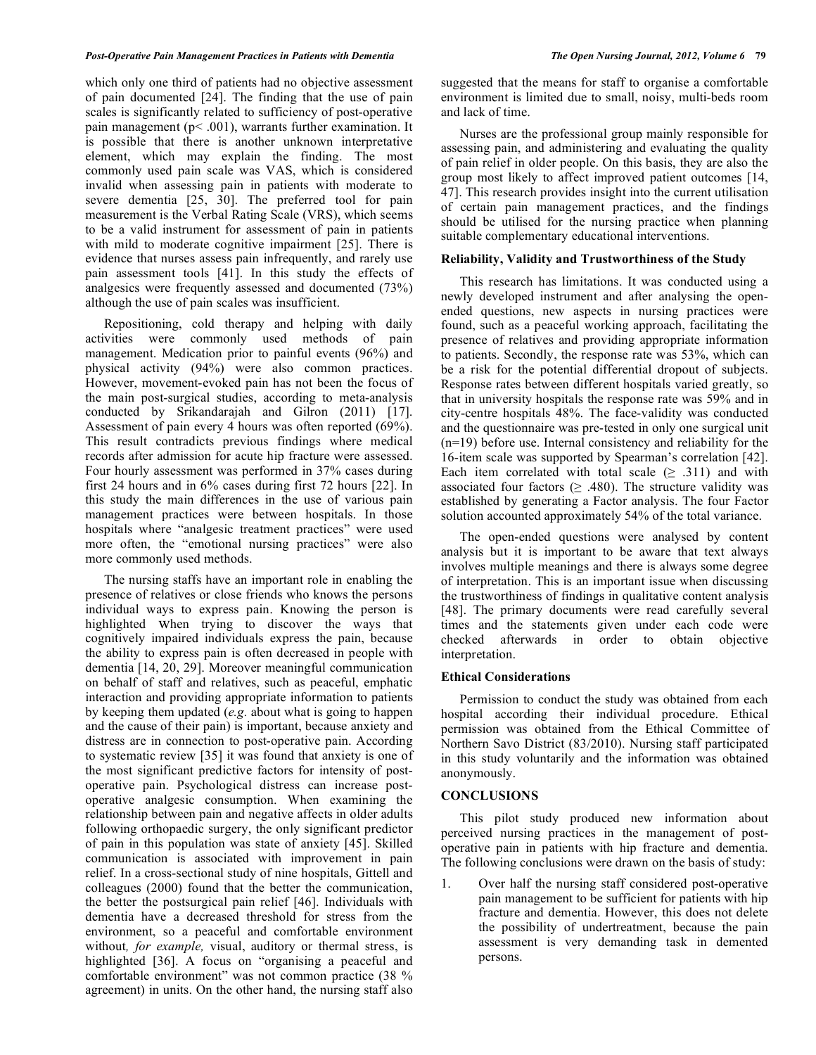which only one third of patients had no objective assessment of pain documented [24]. The finding that the use of pain scales is significantly related to sufficiency of post-operative pain management ($p < .001$), warrants further examination. It is possible that there is another unknown interpretative element, which may explain the finding. The most commonly used pain scale was VAS, which is considered invalid when assessing pain in patients with moderate to severe dementia [25, 30]. The preferred tool for pain measurement is the Verbal Rating Scale (VRS), which seems to be a valid instrument for assessment of pain in patients with mild to moderate cognitive impairment [25]. There is evidence that nurses assess pain infrequently, and rarely use pain assessment tools [41]. In this study the effects of analgesics were frequently assessed and documented (73%) although the use of pain scales was insufficient.

Repositioning, cold therapy and helping with daily activities were commonly used methods of pain management. Medication prior to painful events (96%) and physical activity (94%) were also common practices. However, movement-evoked pain has not been the focus of the main post-surgical studies, according to meta-analysis conducted by Srikandarajah and Gilron (2011) [17]. Assessment of pain every 4 hours was often reported (69%). This result contradicts previous findings where medical records after admission for acute hip fracture were assessed. Four hourly assessment was performed in 37% cases during first 24 hours and in 6% cases during first 72 hours [22]. In this study the main differences in the use of various pain management practices were between hospitals. In those hospitals where "analgesic treatment practices" were used more often, the "emotional nursing practices" were also more commonly used methods.

The nursing staffs have an important role in enabling the presence of relatives or close friends who knows the persons individual ways to express pain. Knowing the person is highlighted when trying to discover the ways that cognitively impaired individuals express the pain, because the ability to express pain is often decreased in people with dementia [14, 20, 29]. Moreover meaningful communication on behalf of staff and relatives, such as peaceful, emphatic interaction and providing appropriate information to patients by keeping them updated (*e.g.* about what is going to happen and the cause of their pain) is important, because anxiety and distress are in connection to post-operative pain. According to systematic review [35] it was found that anxiety is one of the most significant predictive factors for intensity of post-operative pain. Psychological distress can increase post-operative analgesic consumption. When examining the relationship between pain and negative affects in older adults following orthopaedic surgery, the only significant predictor of pain in this population was state of anxiety [45]. Skilled communication is associated with improvement in pain relief. In a cross-sectional study of nine hospitals, Gittell and colleagues (2000) found that the better the communication, the better the postsurgical pain relief [46]. Individuals with dementia have a decreased threshold for stress from the environment, so a peaceful and comfortable environment without*, for example,* visual, auditory or thermal stress, is highlighted [36]. A focus on "organising a peaceful and comfortable environment" was not common practice (38 % agreement) in units. On the other hand, the nursing staff also suggested that the means for staff to organise a comfortable environment is limited due to small, noisy, multi-beds room and lack of time.

Nurses are the professional group mainly responsible for assessing pain, and administering and evaluating the quality of pain relief in older people. On this basis, they are also the group most likely to affect improved patient outcomes [14, 47]. This research provides insight into the current utilisation of certain pain management practices, and the findings should be utilised for the nursing practice when planning suitable complementary educational interventions.

### Reliability, Validity and Trustworthiness of the Study

This research has limitations. It was conducted using a newly developed instrument and after analysing the open-ended questions, new aspects in nursing practices were found, such as a peaceful working approach, facilitating the presence of relatives and providing appropriate information to patients. Secondly, the response rate was 53%, which can be a risk for the potential differential dropout of subjects. Response rates between different hospitals varied greatly, so that in university hospitals the response rate was 59% and in city-centre hospitals 48%. The face-validity was conducted and the questionnaire was pre-tested in only one surgical unit ($n=19$) before use. Internal consistency and reliability for the 16-item scale was supported by Spearman's correlation [42]. Each item correlated with total scale ($\geq .311$) and with associated four factors ($\geq .480$). The structure validity was established by generating a Factor analysis. The four Factor solution accounted approximately 54% of the total variance.

The open-ended questions were analysed by content analysis but it is important to be aware that text always involves multiple meanings and there is always some degree of interpretation. This is an important issue when discussing the trustworthiness of findings in qualitative content analysis [48]. The primary documents were read carefully several times and the statements given under each code were checked afterwards in order to obtain objective interpretation.

### Ethical Considerations

Permission to conduct the study was obtained from each hospital according their individual procedure. Ethical permission was obtained from the Ethical Committee of Northern Savo District (83/2010). Nursing staff participated in this study voluntarily and the information was obtained anonymously.

## CONCLUSIONS

This pilot study produced new information about perceived nursing practices in the management of post-operative pain in patients with hip fracture and dementia. The following conclusions were drawn on the basis of study:

1. Over half the nursing staff considered post-operative pain management to be sufficient for patients with hip fracture and dementia. However, this does not delete the possibility of undertreatment, because the pain assessment is very demanding task in demented persons.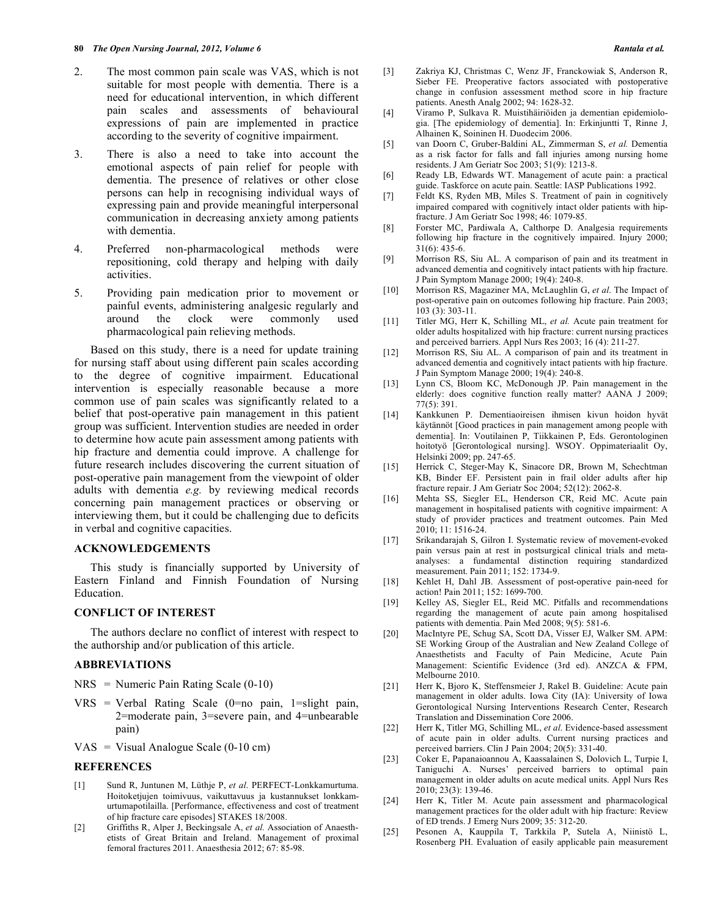2. The most common pain scale was VAS, which is not suitable for most people with dementia. There is a need for educational intervention, in which different pain scales and assessments of behavioural expressions of pain are implemented in practice according to the severity of cognitive impairment.
3. There is also a need to take into account the emotional aspects of pain relief for people with dementia. The presence of relatives or other close persons can help in recognising individual ways of expressing pain and provide meaningful interpersonal communication in decreasing anxiety among patients with dementia.
4. Preferred non-pharmacological methods were repositioning, cold therapy and helping with daily activities.
5. Providing pain medication prior to movement or painful events, administering analgesic regularly and around the clock were commonly used pharmacological pain relieving methods.

Based on this study, there is a need for update training for nursing staff about using different pain scales according to the degree of cognitive impairment. Educational intervention is especially reasonable because a more common use of pain scales was significantly related to a belief that post-operative pain management in this patient group was sufficient. Intervention studies are needed in order to determine how acute pain assessment among patients with hip fracture and dementia could improve. A challenge for future research includes discovering the current situation of post-operative pain management from the viewpoint of older adults with dementia *e.g.* by reviewing medical records concerning pain management practices or observing or interviewing them, but it could be challenging due to deficits in verbal and cognitive capacities.

## ACKNOWLEDGEMENTS

This study is financially supported by University of Eastern Finland and Finnish Foundation of Nursing Education.

## CONFLICT OF INTEREST

The authors declare no conflict of interest with respect to the authorship and/or publication of this article.

## ABBREVIATIONS

NRS = Numeric Pain Rating Scale (0-10)

VRS = Verbal Rating Scale (0=no pain, 1=slight pain, 2=moderate pain, 3=severe pain, and 4=unbearable pain)

VAS = Visual Analogue Scale (0-10 cm)

## REFERENCES

[1] Sund R, Juntunen M, Lüthje P, *et al*. PERFECT-Lonkkamurtuma. Hoitoketjujen toimivuus, vaikuttavuus ja kustannukset lonkkamurtumapotilailla. [Performance, effectiveness and cost of treatment of hip fracture care episodes] STAKES 18/2008.

[2] Griffiths R, Alper J, Beckingsale A, *et al.* Association of Anaesthetists of Great Britain and Ireland. Management of proximal femoral fractures 2011. Anaesthesia 2012; 67: 85-98.

[3] Zakriya KJ, Christmas C, Wenz JF, Franckowiak S, Anderson R, Sieber FE. Preoperative factors associated with postoperative change in confusion assessment method score in hip fracture patients. Anesth Analg 2002; 94: 1628-32.

[4] Viramo P, Sulkava R. Muistihäiriöiden ja dementian epidemiologia. [The epidemiology of dementia]. In: Erkinjuntti T, Rinne J, Alhainen K, Soininen H. Duodecim 2006.

[5] van Doorn C, Gruber-Baldini AL, Zimmerman S, *et al.* Dementia as a risk factor for falls and fall injuries among nursing home residents. J Am Geriatr Soc 2003; 51(9): 1213-8.

[6] Ready LB, Edwards WT. Management of acute pain: a practical guide. Taskforce on acute pain. Seattle: IASP Publications 1992.

[7] Feldt KS, Ryden MB, Miles S. Treatment of pain in cognitively impaired compared with cognitively intact older patients with hip-fracture. J Am Geriatr Soc 1998; 46: 1079-85.

[8] Forster MC, Pardiwala A, Calthorpe D. Analgesia requirements following hip fracture in the cognitively impaired. Injury 2000; 31(6): 435-6.

[9] Morrison RS, Siu AL. A comparison of pain and its treatment in advanced dementia and cognitively intact patients with hip fracture. J Pain Symptom Manage 2000; 19(4): 240-8.

[10] Morrison RS, Magaziner MA, McLaughlin G, *et al*. The Impact of post-operative pain on outcomes following hip fracture. Pain 2003; 103 (3): 303-11.

[11] Titler MG, Herr K, Schilling ML, *et al.* Acute pain treatment for older adults hospitalized with hip fracture: current nursing practices and perceived barriers. Appl Nurs Res 2003; 16 (4): 211-27.

[12] Morrison RS, Siu AL. A comparison of pain and its treatment in advanced dementia and cognitively intact patients with hip fracture. J Pain Symptom Manage 2000; 19(4): 240-8.

[13] Lynn CS, Bloom KC, McDonough JP. Pain management in the elderly: does cognitive function really matter? AANA J 2009; 77(5): 391.

[14] Kankkunen P. Dementiaoireisen ihmisen kivun hoidon hyvät käytännöt [Good practices in pain management among people with dementia]. In: Voutilainen P, Tiikkainen P, Eds. Gerontologinen hoitotyö [Gerontological nursing]. WSOY. Oppimateriaalit Oy, Helsinki 2009; pp. 247-65.

[15] Herrick C, Steger-May K, Sinacore DR, Brown M, Schechtman KB, Binder EF. Persistent pain in frail older adults after hip fracture repair. J Am Geriatr Soc 2004; 52(12): 2062-8.

[16] Mehta SS, Siegler EL, Henderson CR, Reid MC. Acute pain management in hospitalised patients with cognitive impairment: A study of provider practices and treatment outcomes. Pain Med 2010; 11: 1516-24.

[17] Srikandarajah S, Gilron I. Systematic review of movement-evoked pain versus pain at rest in postsurgical clinical trials and meta-analyses: a fundamental distinction requiring standardized measurement. Pain 2011; 152: 1734-9.

[18] Kehlet H, Dahl JB. Assessment of post-operative pain-need for action! Pain 2011; 152: 1699-700.

[19] Kelley AS, Siegler EL, Reid MC. Pitfalls and recommendations regarding the management of acute pain among hospitalised patients with dementia. Pain Med 2008; 9(5): 581-6.

[20] MacIntyre PE, Schug SA, Scott DA, Visser EJ, Walker SM. APM: SE Working Group of the Australian and New Zealand College of Anaesthetists and Faculty of Pain Medicine, Acute Pain Management: Scientific Evidence (3rd ed). ANZCA & FPM, Melbourne 2010.

[21] Herr K, Bjoro K, Steffensmeier J, Rakel B. Guideline: Acute pain management in older adults. Iowa City (IA): University of Iowa Gerontological Nursing Interventions Research Center, Research Translation and Dissemination Core 2006.

[22] Herr K, Titler MG, Schilling ML, *et al*. Evidence-based assessment of acute pain in older adults. Current nursing practices and perceived barriers. Clin J Pain 2004; 20(5): 331-40.

[23] Coker E, Papanaioannou A, Kaassalainen S, Dolovich L, Turpie I, Taniguchi A. Nurses' perceived barriers to optimal pain management in older adults on acute medical units. Appl Nurs Res 2010; 23(3): 139-46.

[24] Herr K, Titler M. Acute pain assessment and pharmacological management practices for the older adult with hip fracture: Review of ED trends. J Emerg Nurs 2009; 35: 312-20.

[25] Pesonen A, Kauppila T, Tarkkila P, Sutela A, Niinistö L, Rosenberg PH. Evaluation of easily applicable pain measurement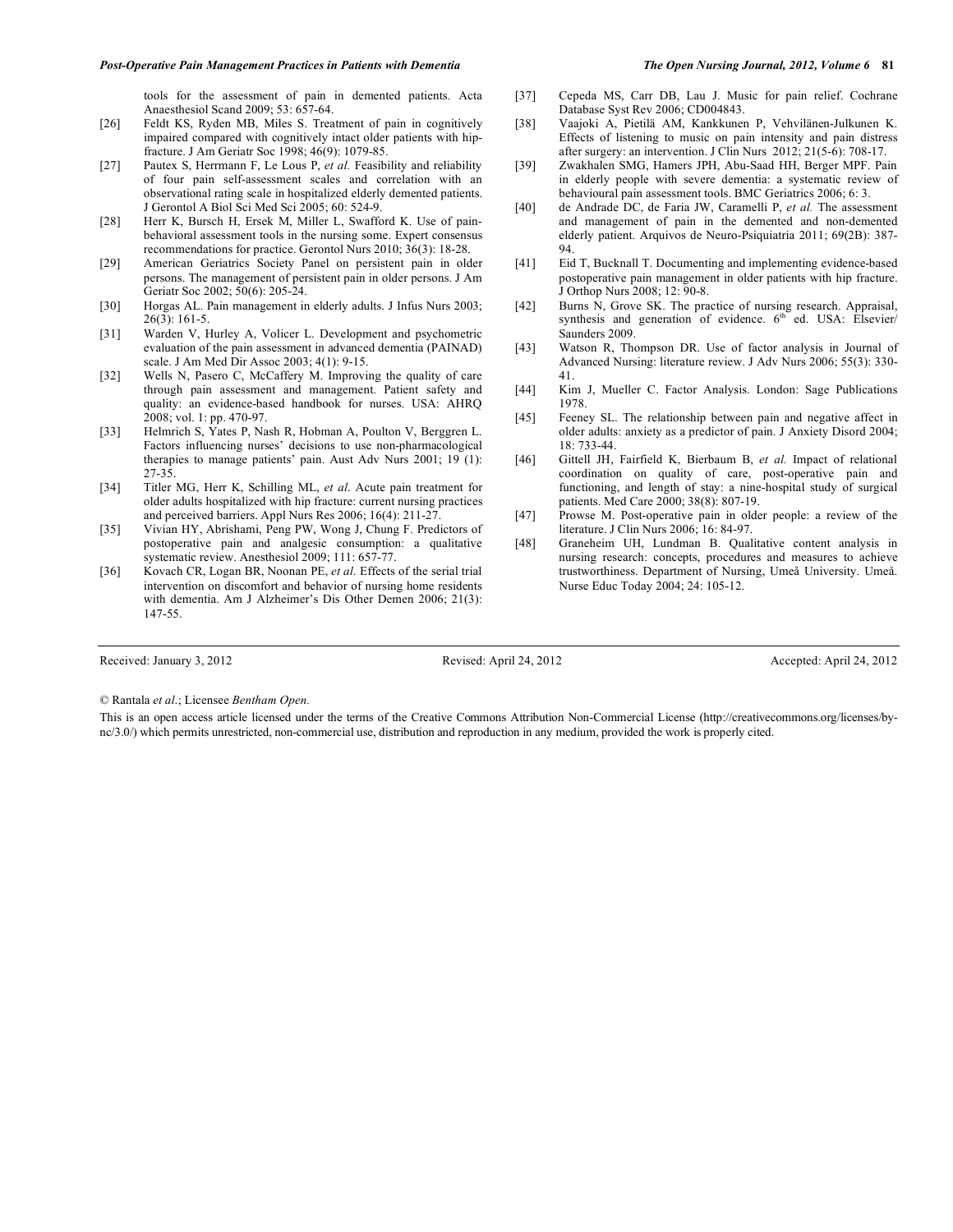tools for the assessment of pain in demented patients. Acta Anaesthesiol Scand 2009; 53: 657-64.

[26] Feldt KS, Ryden MB, Miles S. Treatment of pain in cognitively impaired compared with cognitively intact older patients with hip-fracture. J Am Geriatr Soc 1998; 46(9): 1079-85.

[27] Pautex S, Herrmann F, Le Lous P, *et al.* Feasibility and reliability of four pain self-assessment scales and correlation with an observational rating scale in hospitalized elderly demented patients. J Gerontol A Biol Sci Med Sci 2005; 60: 524-9.

[28] Herr K, Bursch H, Ersek M, Miller L, Swafford K. Use of pain-behavioral assessment tools in the nursing some. Expert consensus recommendations for practice. Gerontol Nurs 2010; 36(3): 18-28.

[29] American Geriatrics Society Panel on persistent pain in older persons. The management of persistent pain in older persons. J Am Geriatr Soc 2002; 50(6): 205-24.

[30] Horgas AL. Pain management in elderly adults. J Infus Nurs 2003; 26(3): 161-5.

[31] Warden V, Hurley A, Volicer L. Development and psychometric evaluation of the pain assessment in advanced dementia (PAINAD) scale. J Am Med Dir Assoc 2003; 4(1): 9-15.

[32] Wells N, Pasero C, McCaffery M. Improving the quality of care through pain assessment and management. Patient safety and quality: an evidence-based handbook for nurses. USA: AHRQ 2008; vol. 1: pp. 470-97.

[33] Helmrich S, Yates P, Nash R, Hobman A, Poulton V, Berggren L. Factors influencing nurses' decisions to use non-pharmacological therapies to manage patients' pain. Aust Adv Nurs 2001; 19 (1): 27-35.

[34] Titler MG, Herr K, Schilling ML, *et al*. Acute pain treatment for older adults hospitalized with hip fracture: current nursing practices and perceived barriers. Appl Nurs Res 2006; 16(4): 211-27.

[35] Vivian HY, Abrishami, Peng PW, Wong J, Chung F. Predictors of postoperative pain and analgesic consumption: a qualitative systematic review. Anesthesiol 2009; 111: 657-77.

[36] Kovach CR, Logan BR, Noonan PE, *et al*. Effects of the serial trial intervention on discomfort and behavior of nursing home residents with dementia. Am J Alzheimer's Dis Other Demen 2006; 21(3): 147-55.

[37] Cepeda MS, Carr DB, Lau J. Music for pain relief. Cochrane Database Syst Rev 2006; CD004843.

[38] Vaajoki A, Pietilä AM, Kankkunen P, Vehviläinen-Julkunen K. Effects of listening to music on pain intensity and pain distress after surgery: an intervention. J Clin Nurs 2012; 21(5-6): 708-17.

[39] Zwakhalen SMG, Hamers JPH, Abu-Saad HH, Berger MPF. Pain in elderly people with severe dementia: a systematic review of behavioural pain assessment tools. BMC Geriatrics 2006; 6: 3.

[40] de Andrade DC, de Faria JW, Caramelli P, *et al.* The assessment and management of pain in the demented and non-demented elderly patient. Arquivos de Neuro-Psiquiatria 2011; 69(2B): 387-94.

[41] Eid T, Bucknall T. Documenting and implementing evidence-based postoperative pain management in older patients with hip fracture. J Orthop Nurs 2008; 12: 90-8.

[42] Burns N, Grove SK. The practice of nursing research. Appraisal, synthesis and generation of evidence. 6th ed. USA: Elsevier/ Saunders 2009.

[43] Watson R, Thompson DR. Use of factor analysis in Journal of Advanced Nursing: literature review. J Adv Nurs 2006; 55(3): 330-41.

[44] Kim J, Mueller C. Factor Analysis. London: Sage Publications 1978.

[45] Feeney SL. The relationship between pain and negative affect in older adults: anxiety as a predictor of pain. J Anxiety Disord 2004; 18: 733-44.

[46] Gittell JH, Fairfield K, Bierbaum B, *et al.* Impact of relational coordination on quality of care, post-operative pain and functioning, and length of stay: a nine-hospital study of surgical patients. Med Care 2000; 38(8): 807-19.

[47] Prowse M. Post-operative pain in older people: a review of the literature. J Clin Nurs 2006; 16: 84-97.

[48] Graneheim UH, Lundman B. Qualitative content analysis in nursing research: concepts, procedures and measures to achieve trustworthiness. Department of Nursing, Umeå University. Umeå. Nurse Educ Today 2004; 24: 105-12.

---

Received: January 3, 2012 Revised: April 24, 2012 Accepted: April 24, 2012

© Rantala *et al.*; Licensee *Bentham Open.*

This is an open access article licensed under the terms of the Creative Commons Attribution Non-Commercial License (http://creativecommons.org/licenses/by-nc/3.0/) which permits unrestricted, non-commercial use, distribution and reproduction in any medium, provided the work is properly cited.